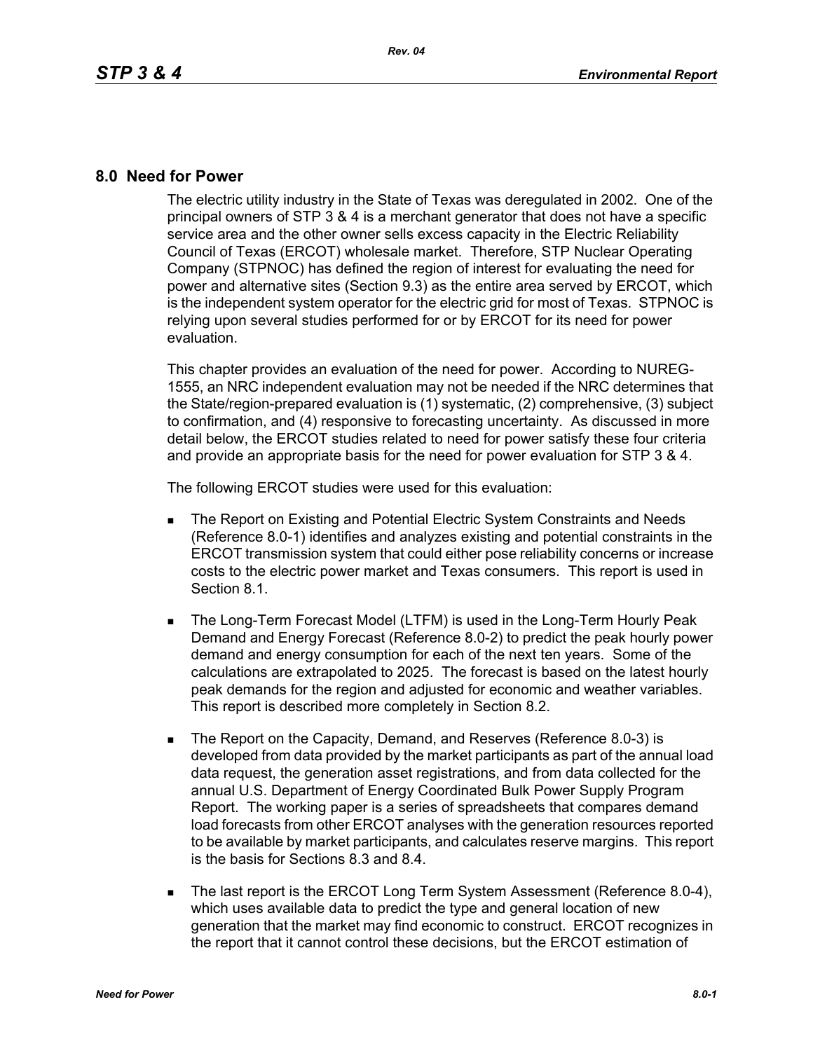## 8.0 Need for Power

The electric utility industry in the State of Texas was deregulated in 2002. One of the principal owners of STP 3 & 4 is a merchant generator that does not have a specific service area and the other owner sells excess capacity in the Electric Reliability Council of Texas (ERCOT) wholesale market. Therefore, STP Nuclear Operating Company (STPNOC) has defined the region of interest for evaluating the need for power and alternative sites (Section 9.3) as the entire area served by ERCOT, which is the independent system operator for the electric grid for most of Texas. STPNOC is relying upon several studies performed for or by ERCOT for its need for power evaluation.

This chapter provides an evaluation of the need for power. According to NUREG-1555, an NRC independent evaluation may not be needed if the NRC determines that the State/region-prepared evaluation is (1) systematic, (2) comprehensive, (3) subject to confirmation, and (4) responsive to forecasting uncertainty. As discussed in more detail below, the ERCOT studies related to need for power satisfy these four criteria and provide an appropriate basis for the need for power evaluation for STP 3 & 4.

The following ERCOT studies were used for this evaluation:

- The Report on Existing and Potential Electric System Constraints and Needs (Reference 8.0-1) identifies and analyzes existing and potential constraints in the ERCOT transmission system that could either pose reliability concerns or increase costs to the electric power market and Texas consumers. This report is used in Section 8.1.

- The Long-Term Forecast Model (LTFM) is used in the Long-Term Hourly Peak Demand and Energy Forecast (Reference 8.0-2) to predict the peak hourly power demand and energy consumption for each of the next ten years. Some of the calculations are extrapolated to 2025. The forecast is based on the latest hourly peak demands for the region and adjusted for economic and weather variables. This report is described more completely in Section 8.2.

- The Report on the Capacity, Demand, and Reserves (Reference 8.0-3) is developed from data provided by the market participants as part of the annual load data request, the generation asset registrations, and from data collected for the annual U.S. Department of Energy Coordinated Bulk Power Supply Program Report. The working paper is a series of spreadsheets that compares demand load forecasts from other ERCOT analyses with the generation resources reported to be available by market participants, and calculates reserve margins. This report is the basis for Sections 8.3 and 8.4.

- The last report is the ERCOT Long Term System Assessment (Reference 8.0-4), which uses available data to predict the type and general location of new generation that the market may find economic to construct. ERCOT recognizes in the report that it cannot control these decisions, but the ERCOT estimation of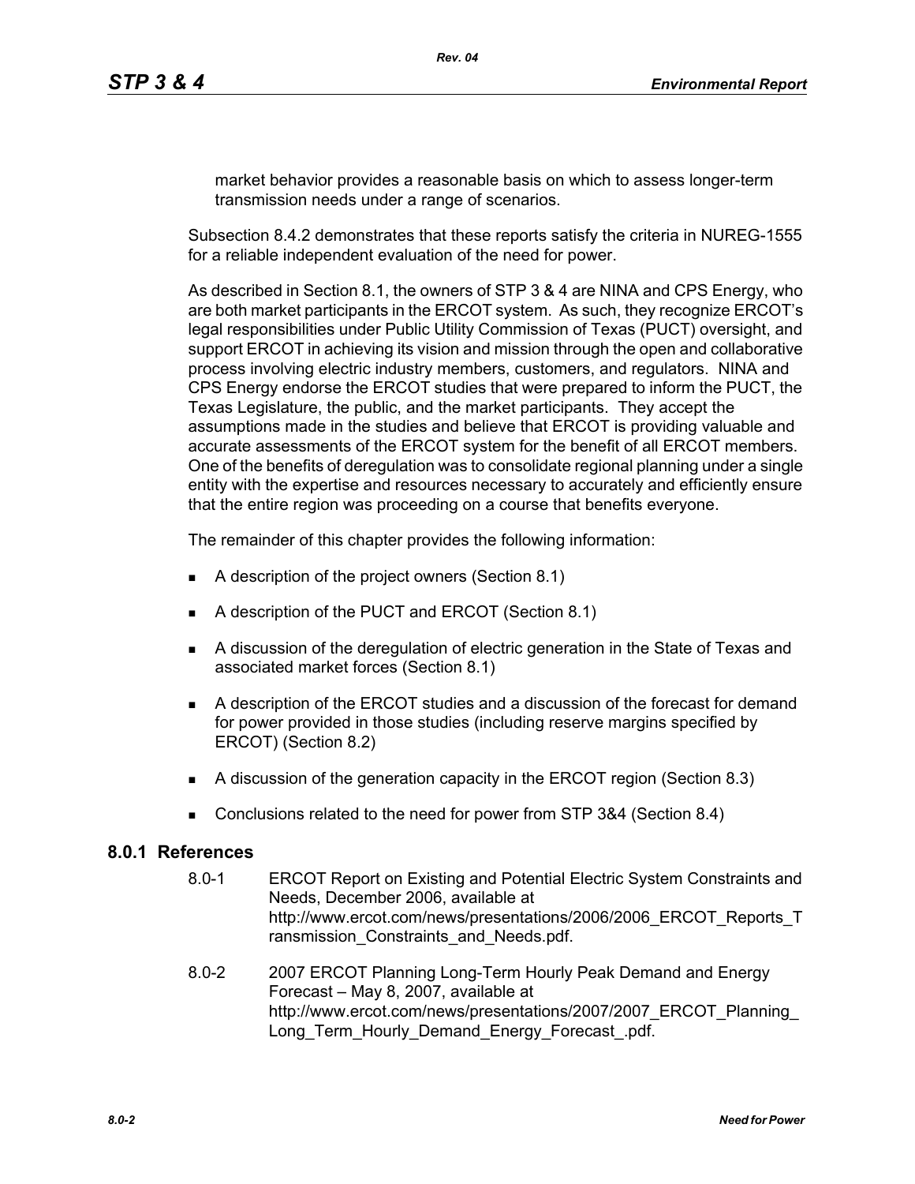market behavior provides a reasonable basis on which to assess longer-term transmission needs under a range of scenarios.

Subsection 8.4.2 demonstrates that these reports satisfy the criteria in NUREG-1555 for a reliable independent evaluation of the need for power.

As described in Section 8.1, the owners of STP 3 & 4 are NINA and CPS Energy, who are both market participants in the ERCOT system. As such, they recognize ERCOT's legal responsibilities under Public Utility Commission of Texas (PUCT) oversight, and support ERCOT in achieving its vision and mission through the open and collaborative process involving electric industry members, customers, and regulators. NINA and CPS Energy endorse the ERCOT studies that were prepared to inform the PUCT, the Texas Legislature, the public, and the market participants. They accept the assumptions made in the studies and believe that ERCOT is providing valuable and accurate assessments of the ERCOT system for the benefit of all ERCOT members. One of the benefits of deregulation was to consolidate regional planning under a single entity with the expertise and resources necessary to accurately and efficiently ensure that the entire region was proceeding on a course that benefits everyone.

The remainder of this chapter provides the following information:

- A description of the project owners (Section 8.1)
- A description of the PUCT and ERCOT (Section 8.1)
- A discussion of the deregulation of electric generation in the State of Texas and associated market forces (Section 8.1)
- A description of the ERCOT studies and a discussion of the forecast for demand for power provided in those studies (including reserve margins specified by ERCOT) (Section 8.2)
- A discussion of the generation capacity in the ERCOT region (Section 8.3)
- Conclusions related to the need for power from STP 3&4 (Section 8.4)

## 8.0.1 References

8.0-1 ERCOT Report on Existing and Potential Electric System Constraints and Needs, December 2006, available at http://www.ercot.com/news/presentations/2006/2006_ERCOT_Reports_Transmission_Constraints_and_Needs.pdf.

8.0-2 2007 ERCOT Planning Long-Term Hourly Peak Demand and Energy Forecast – May 8, 2007, available at http://www.ercot.com/news/presentations/2007/2007_ERCOT_Planning_Long_Term_Hourly_Demand_Energy_Forecast_.pdf.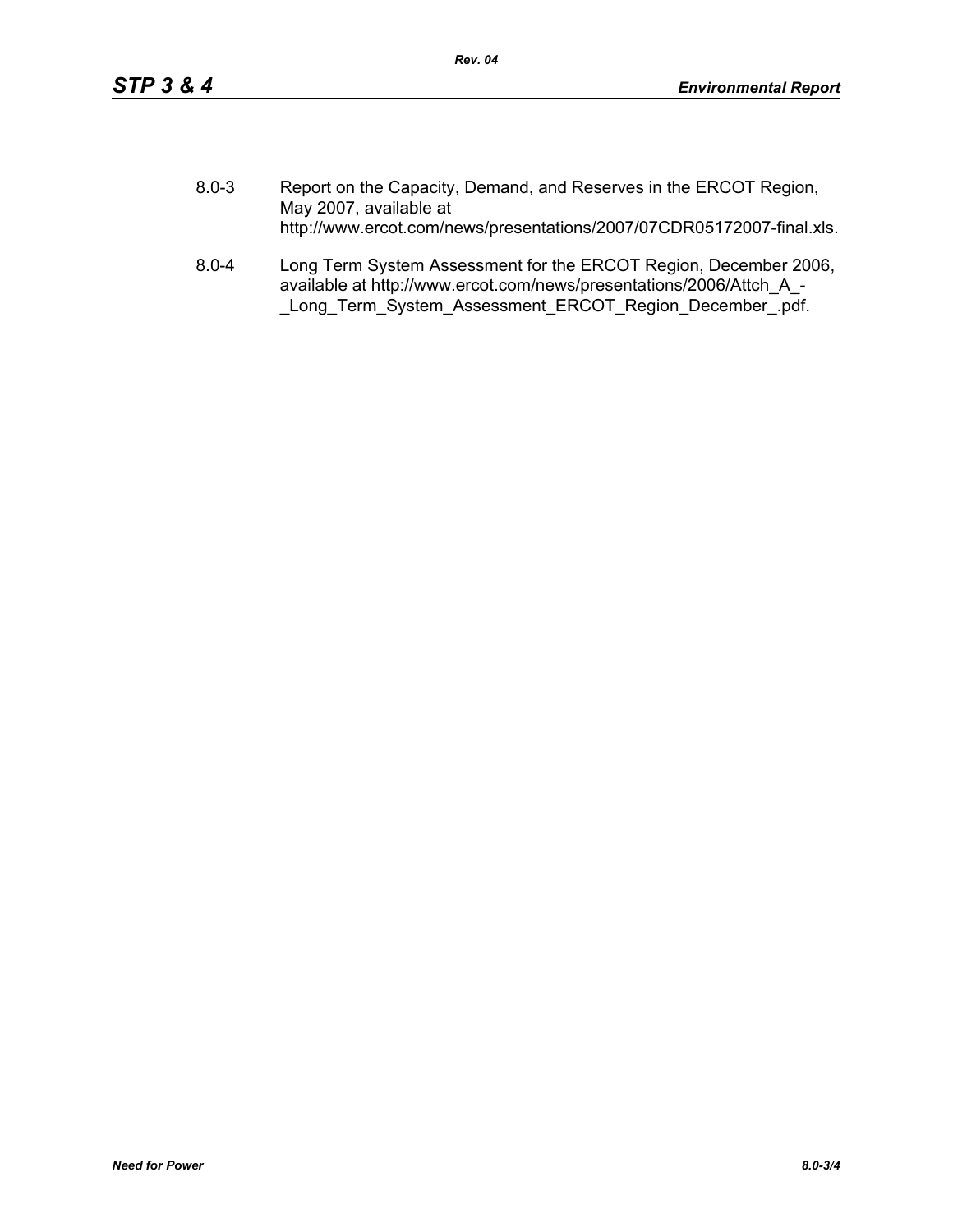8.0-3 Report on the Capacity, Demand, and Reserves in the ERCOT Region, May 2007, available at http://www.ercot.com/news/presentations/2007/07CDR05172007-final.xls.

8.0-4 Long Term System Assessment for the ERCOT Region, December 2006, available at http://www.ercot.com/news/presentations/2006/Attch_A_-_Long_Term_System_Assessment_ERCOT_Region_December_.pdf.